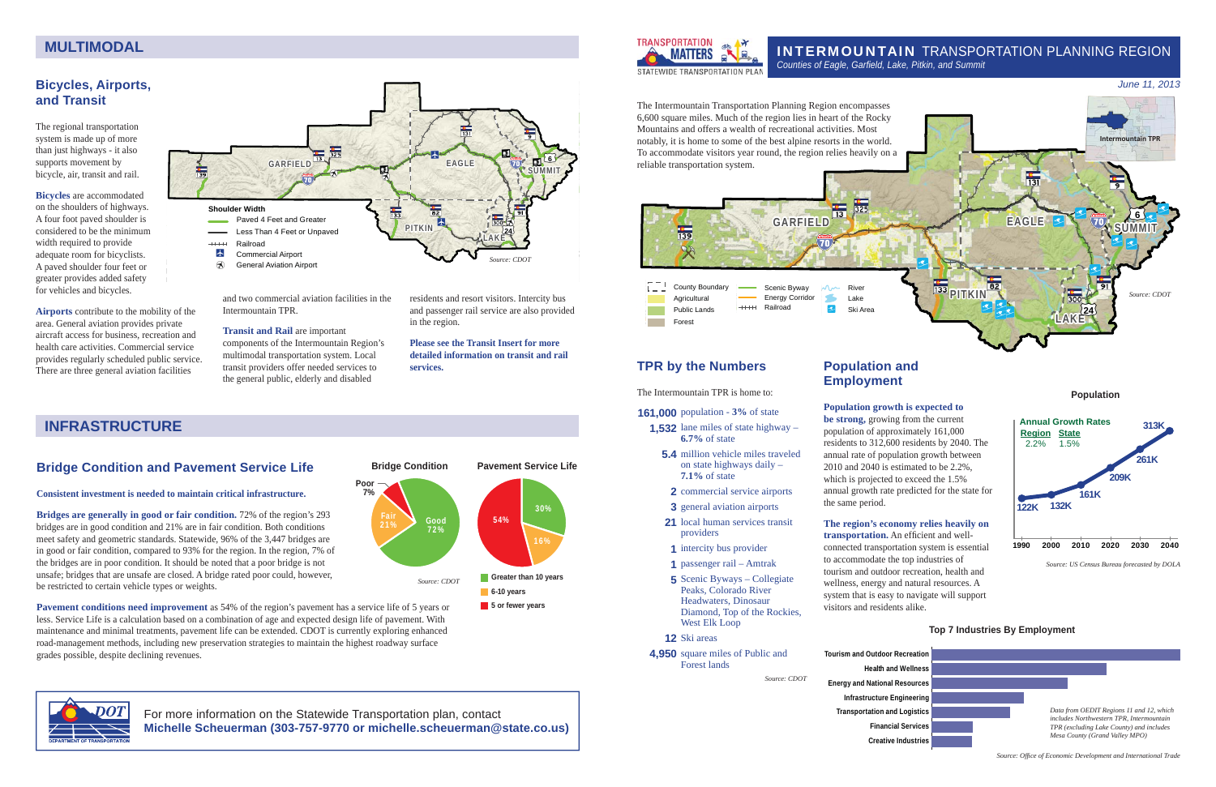# INTERMOUNTAIN TRANSPORTATION PLANNING REGION

*Counties of Eagle, Garfield, Lake, Pitkin, and Summit*

*June 11, 2013*

TRANSPORTATION MATTERS — STATEWIDE TRANSPORTATION PLAN

The Intermountain Transportation Planning Region encompasses 6,600 square miles. Much of the region lies in heart of the Rocky Mountains and offers a wealth of recreational activities. Most notably, it is home to some of the best alpine resorts in the world. To accommodate visitors year round, the region relies heavily on a reliable transportation system.

County Boundary · Agricultural · Public Lands · Forest · Scenic Byway · Energy Corridor · Railroad · River · Lake · Ski Area

Source: CDOT

## MULTIMODAL

### Bicycles, Airports, and Transit

The regional transportation system is made up of more than just highways - it also supports movement by bicycle, air, transit and rail.

**Bicycles** are accommodated on the shoulders of highways. A four foot paved shoulder is considered to be the minimum width required to provide adequate room for bicyclists. A paved shoulder four feet or greater provides added safety for vehicles and bicycles.

**Airports** contribute to the mobility of the area. General aviation provides private aircraft access for business, recreation and health care activities. Commercial service provides regularly scheduled public service. There are three general aviation facilities and two commercial aviation facilities in the Intermountain TPR.

**Transit and Rail** are important components of the Intermountain Region's multimodal transportation system. Local transit providers offer needed services to the general public, elderly and disabled residents and resort visitors. Intercity bus and passenger rail service are also provided in the region.

**Please see the Transit Insert for more detailed information on transit and rail services.**

Shoulder Width: Paved 4 Feet and Greater · Less Than 4 Feet or Unpaved · Railroad · Commercial Airport · General Aviation Airport

Source: CDOT

## INFRASTRUCTURE

### Bridge Condition and Pavement Service Life

**Consistent investment is needed to maintain critical infrastructure.**

**Bridges are generally in good or fair condition.** 72% of the region's 293 bridges are in good condition and 21% are in fair condition. Both conditions meet safety and geometric standards. Statewide, 96% of the 3,447 bridges are in good or fair condition, compared to 93% for the region. In the region, 7% of the bridges are in poor condition. It should be noted that a poor bridge is not unsafe; bridges that are unsafe are closed. A bridge rated poor could, however, be restricted to certain vehicle types or weights.

**Pavement conditions need improvement** as 54% of the region's pavement has a service life of 5 years or less. Service Life is a calculation based on a combination of age and expected design life of pavement. With maintenance and minimal treatments, pavement life can be extended. CDOT is currently exploring enhanced road-management methods, including new preservation strategies to maintain the highest roadway surface grades possible, despite declining revenues.

**Bridge Condition**

| Condition | Share |
|---|---|
| Good | 72% |
| Fair | 21% |
| Poor | 7% |

Source: CDOT

**Pavement Service Life**

| Service Life | Share |
|---|---|
| Greater than 10 years | 30% |
| 6-10 years | 16% |
| 5 or fewer years | 54% |

## TPR by the Numbers

The Intermountain TPR is home to:

- **161,000** population - **3%** of state
- **1,532** lane miles of state highway – **6.7%** of state
- **5.4** million vehicle miles traveled on state highways daily – **7.1%** of state
- **2** commercial service airports
- **3** general aviation airports
- **21** local human services transit providers
- **1** intercity bus provider
- **1** passenger rail – Amtrak
- **5** Scenic Byways – Collegiate Peaks, Colorado River Headwaters, Dinosaur Diamond, Top of the Rockies, West Elk Loop
- **12** Ski areas
- **4,950** square miles of Public and Forest lands

*Source: CDOT*

## Population and Employment

**Population growth is expected to be strong,** growing from the current population of approximately 161,000 residents to 312,600 residents by 2040. The annual growth rate for population growth between 2010 and 2040 is estimated to be 2.2%, which is projected to exceed the 1.5% annual growth rate predicted for the state for the same period.

**The region's economy relies heavily on transportation.** An efficient and well-connected transportation system is essential to accommodate the top industries of tourism and outdoor recreation, health and wellness, energy and natural resources. A system that is easy to navigate will support visitors and residents alike.

**Population**

Annual Growth Rates: Region 2.2%, State 1.5%

| Year | Population |
|---|---|
| 1990 | 122K |
| 2000 | 132K |
| 2010 | 161K |
| 2020 | 209K |
| 2030 | 261K |
| 2040 | 313K |

*Source: US Census Bureau forecasted by DOLA*

**Top 7 Industries By Employment**

1. Tourism and Outdoor Recreation
2. Health and Wellness
3. Energy and National Resources
4. Infrastructure Engineering
5. Transportation and Logistics
6. Financial Services
7. Creative Industries

*Data from OEDIT Regions 11 and 12, which includes Northwestern TPR, Intermountain TPR (excluding Lake County) and includes Mesa County (Grand Valley MPO)*

*Source: Office of Economic Development and International Trade*

For more information on the Statewide Transportation plan, contact **Michelle Scheuerman (303-757-9770 or michelle.scheuerman@state.co.us)**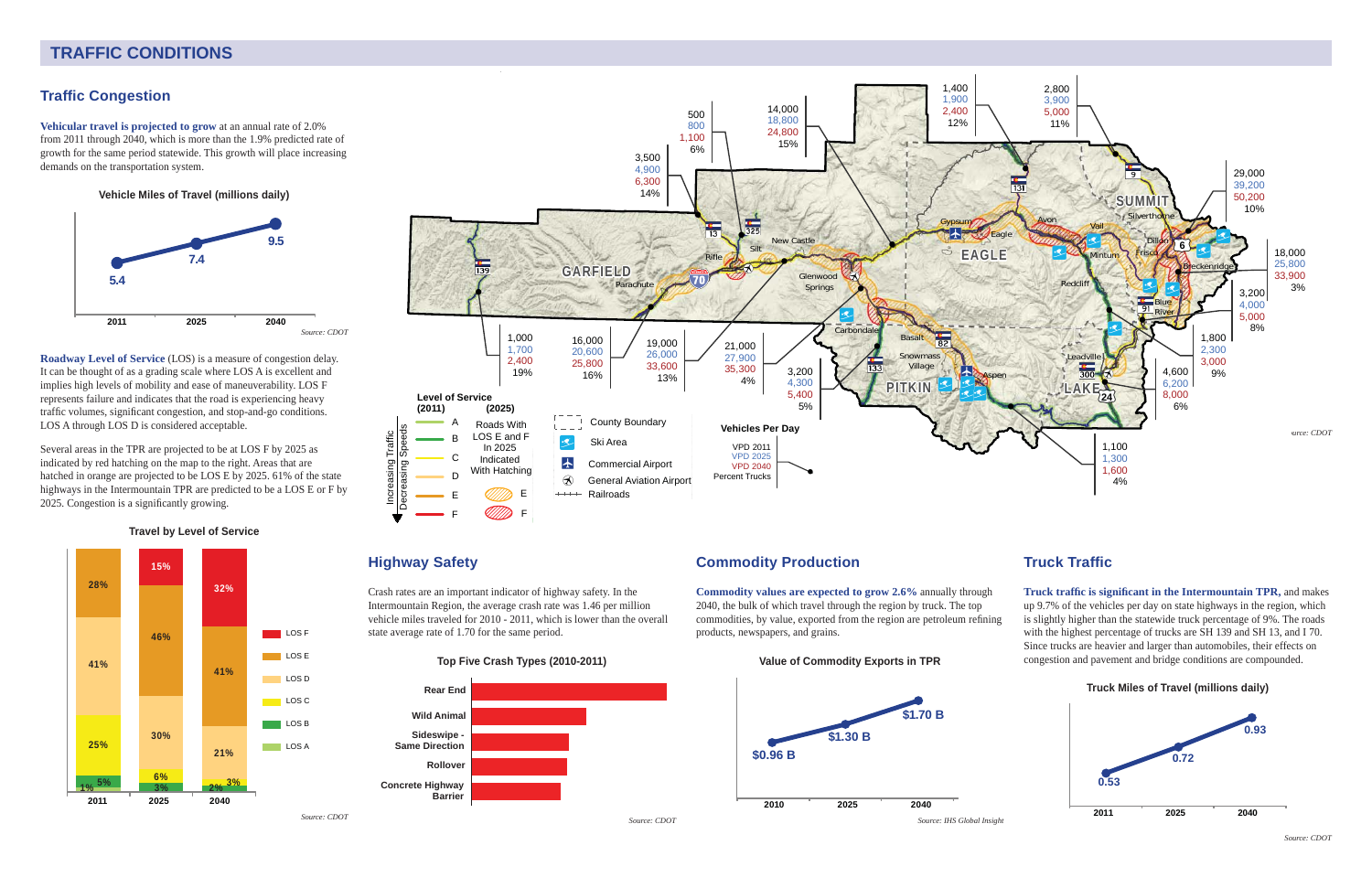# TRAFFIC CONDITIONS

## Traffic Congestion

**Vehicular travel is projected to grow** at an annual rate of 2.0% from 2011 through 2040, which is more than the 1.9% predicted rate of growth for the same period statewide. This growth will place increasing demands on the transportation system.

**Vehicle Miles of Travel (millions daily)**

5.4
7.4
9.5
2011
2025
2040

*Source: CDOT*

**Roadway Level of Service** (LOS) is a measure of congestion delay. It can be thought of as a grading scale where LOS A is excellent and implies high levels of mobility and ease of maneuverability. LOS F represents failure and indicates that the road is experiencing heavy traffic volumes, significant congestion, and stop-and-go conditions. LOS A through LOS D is considered acceptable.

Several areas in the TPR are projected to be at LOS F by 2025 as indicated by red hatching on the map to the right. Areas that are hatched in orange are projected to be LOS E by 2025. 61% of the state highways in the Intermountain TPR are predicted to be a LOS E or F by 2025. Congestion is a significantly growing.

**Travel by Level of Service**

2011: 28%, 41%, 25%, 5%, 1%
2025: 15%, 46%, 30%, 6%, 3%
2040: 32%, 41%, 21%, 3%, 2%

LOS F
LOS E
LOS D
LOS C
LOS B
LOS A

*Source: CDOT*

Level of Service (2011) (2025)

Increasing Traffic
Decreasing Speeds

A
B
C
D
E
F

Roads With LOS E and F In 2025 Indicated With Hatching

E
F

County Boundary
Ski Area
Commercial Airport
General Aviation Airport
Railroads

Vehicles Per Day
VPD 2011
VPD 2025
VPD 2040
Percent Trucks

3,500 / 4,900 / 6,300 / 14%
500 / 800 / 1,100 / 6%
14,000 / 18,800 / 24,800 / 15%
1,400 / 1,900 / 2,400 / 12%
2,800 / 3,900 / 5,000 / 11%
29,000 / 39,200 / 50,200 / 10%
18,000 / 25,800 / 33,900 / 3%
3,200 / 4,000 / 5,000 / 8%
1,800 / 2,300 / 3,000 / 9%
4,600 / 6,200 / 8,000 / 6%
1,100 / 1,300 / 1,600 / 4%
3,200 / 4,300 / 5,400 / 5%
21,000 / 27,900 / 35,300 / 4%
19,000 / 26,000 / 33,600 / 13%
16,000 / 20,600 / 25,800 / 16%
1,000 / 1,700 / 2,400 / 19%

GARFIELD
EAGLE
SUMMIT
PITKIN
LAKE

Parachute
Rifle
Silt
New Castle
Glenwood Springs
Carbondale
Basalt
Snowmass Village
Aspen
Gypsum
Eagle
Avon
Vail
Minturn
Redcliff
Frisco
Silverthorne
Dillon
Breckenridge
Blue River
Leadville

*Source: CDOT*

## Highway Safety

Crash rates are an important indicator of highway safety. In the Intermountain Region, the average crash rate was 1.46 per million vehicle miles traveled for 2010 - 2011, which is lower than the overall state average rate of 1.70 for the same period.

**Top Five Crash Types (2010-2011)**

Rear End
Wild Animal
Sideswipe - Same Direction
Rollover
Concrete Highway Barrier

*Source: CDOT*

## Commodity Production

**Commodity values are expected to grow 2.6%** annually through 2040, the bulk of which travel through the region by truck. The top commodities, by value, exported from the region are petroleum refining products, newspapers, and grains.

**Value of Commodity Exports in TPR**

$0.96 B
$1.30 B
$1.70 B
2010
2025
2040

*Source: IHS Global Insight*

## Truck Traffic

**Truck traffic is significant in the Intermountain TPR,** and makes up 9.7% of the vehicles per day on state highways in the region, which is slightly higher than the statewide truck percentage of 9%. The roads with the highest percentage of trucks are SH 139 and SH 13, and I 70. Since trucks are heavier and larger than automobiles, their effects on congestion and pavement and bridge conditions are compounded.

**Truck Miles of Travel (millions daily)**

0.53
0.72
0.93
2011
2025
2040

*Source: CDOT*